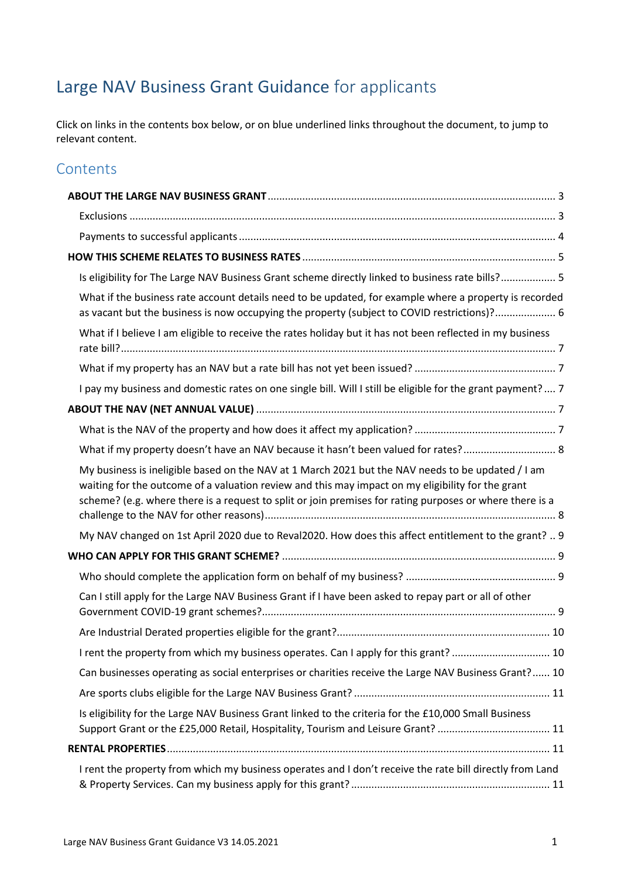# Large NAV Business Grant Guidance for applicants

Click on links in the contents box below, or on blue underlined links throughout the document, to jump to relevant content.

## Contents

**ABOUT THE LARGE NAV BUSINESS GRANT** ..... 3

- Exclusions ..... 3
- Payments to successful applicants ..... 4

**HOW THIS SCHEME RELATES TO BUSINESS RATES** ..... 5

- Is eligibility for The Large NAV Business Grant scheme directly linked to business rate bills? ..... 5
- What if the business rate account details need to be updated, for example where a property is recorded as vacant but the business is now occupying the property (subject to COVID restrictions)? ..... 6
- What if I believe I am eligible to receive the rates holiday but it has not been reflected in my business rate bill? ..... 7
- What if my property has an NAV but a rate bill has not yet been issued? ..... 7
- I pay my business and domestic rates on one single bill. Will I still be eligible for the grant payment? ..... 7

**ABOUT THE NAV (NET ANNUAL VALUE)** ..... 7

- What is the NAV of the property and how does it affect my application? ..... 7
- What if my property doesn't have an NAV because it hasn't been valued for rates? ..... 8
- My business is ineligible based on the NAV at 1 March 2021 but the NAV needs to be updated / I am waiting for the outcome of a valuation review and this may impact on my eligibility for the grant scheme? (e.g. where there is a request to split or join premises for rating purposes or where there is a challenge to the NAV for other reasons) ..... 8
- My NAV changed on 1st April 2020 due to Reval2020. How does this affect entitlement to the grant? ..... 9

**WHO CAN APPLY FOR THIS GRANT SCHEME?** ..... 9

- Who should complete the application form on behalf of my business? ..... 9
- Can I still apply for the Large NAV Business Grant if I have been asked to repay part or all of other Government COVID-19 grant schemes? ..... 9
- Are Industrial Derated properties eligible for the grant? ..... 10
- I rent the property from which my business operates. Can I apply for this grant? ..... 10
- Can businesses operating as social enterprises or charities receive the Large NAV Business Grant? ..... 10
- Are sports clubs eligible for the Large NAV Business Grant? ..... 11
- Is eligibility for the Large NAV Business Grant linked to the criteria for the £10,000 Small Business Support Grant or the £25,000 Retail, Hospitality, Tourism and Leisure Grant? ..... 11

**RENTAL PROPERTIES** ..... 11

- I rent the property from which my business operates and I don't receive the rate bill directly from Land & Property Services. Can my business apply for this grant? ..... 11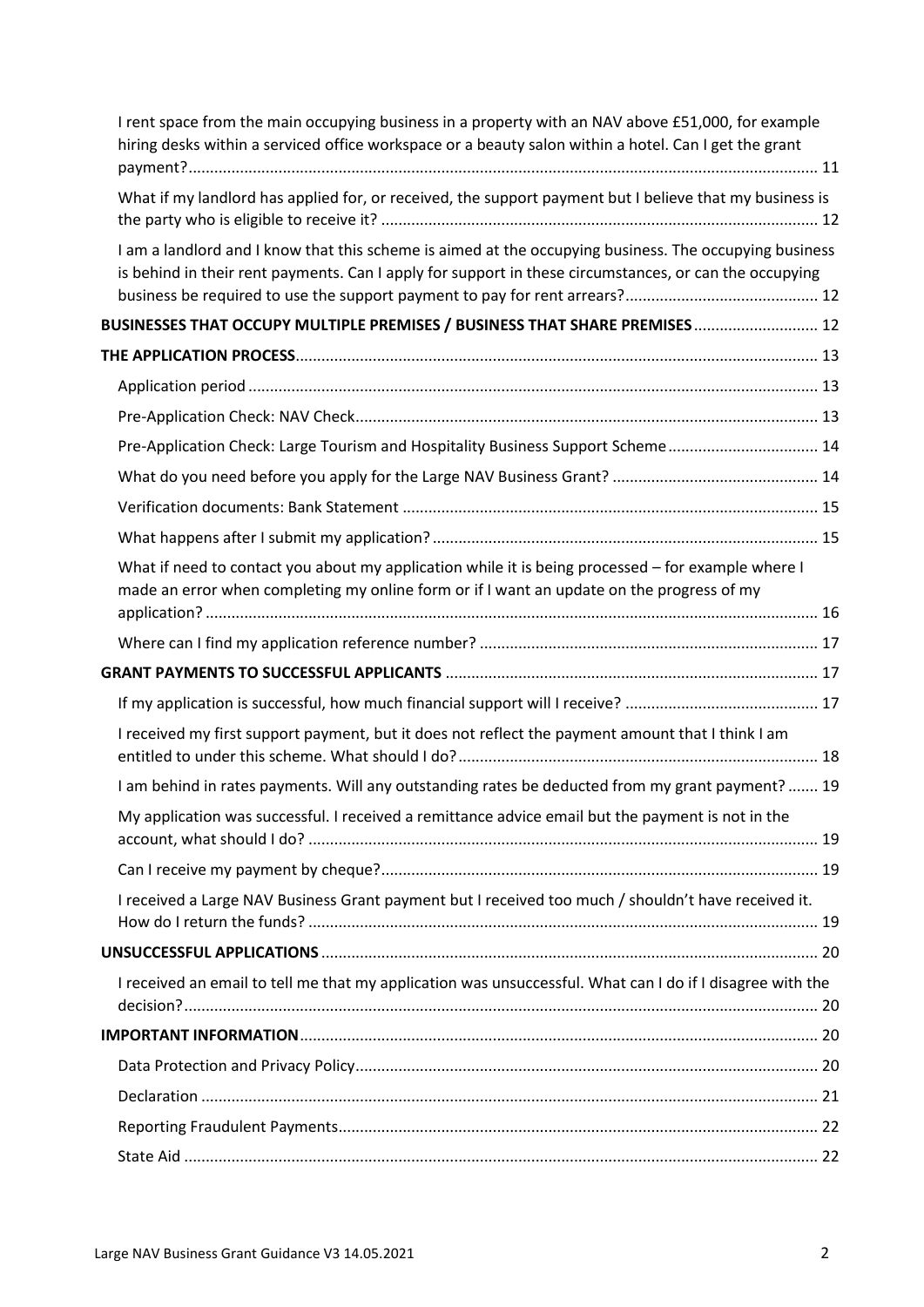I rent space from the main occupying business in a property with an NAV above £51,000, for example hiring desks within a serviced office workspace or a beauty salon within a hotel. Can I get the grant payment? ... 11

What if my landlord has applied for, or received, the support payment but I believe that my business is the party who is eligible to receive it? ... 12

I am a landlord and I know that this scheme is aimed at the occupying business. The occupying business is behind in their rent payments. Can I apply for support in these circumstances, or can the occupying business be required to use the support payment to pay for rent arrears? ... 12

**BUSINESSES THAT OCCUPY MULTIPLE PREMISES / BUSINESS THAT SHARE PREMISES** ... 12

**THE APPLICATION PROCESS** ... 13

Application period ... 13

Pre-Application Check: NAV Check ... 13

Pre-Application Check: Large Tourism and Hospitality Business Support Scheme ... 14

What do you need before you apply for the Large NAV Business Grant? ... 14

Verification documents: Bank Statement ... 15

What happens after I submit my application? ... 15

What if need to contact you about my application while it is being processed – for example where I made an error when completing my online form or if I want an update on the progress of my application? ... 16

Where can I find my application reference number? ... 17

**GRANT PAYMENTS TO SUCCESSFUL APPLICANTS** ... 17

If my application is successful, how much financial support will I receive? ... 17

I received my first support payment, but it does not reflect the payment amount that I think I am entitled to under this scheme. What should I do? ... 18

I am behind in rates payments. Will any outstanding rates be deducted from my grant payment? ... 19

My application was successful. I received a remittance advice email but the payment is not in the account, what should I do? ... 19

Can I receive my payment by cheque? ... 19

I received a Large NAV Business Grant payment but I received too much / shouldn't have received it. How do I return the funds? ... 19

**UNSUCCESSFUL APPLICATIONS** ... 20

I received an email to tell me that my application was unsuccessful. What can I do if I disagree with the decision? ... 20

**IMPORTANT INFORMATION** ... 20

Data Protection and Privacy Policy ... 20

Declaration ... 21

Reporting Fraudulent Payments ... 22

State Aid ... 22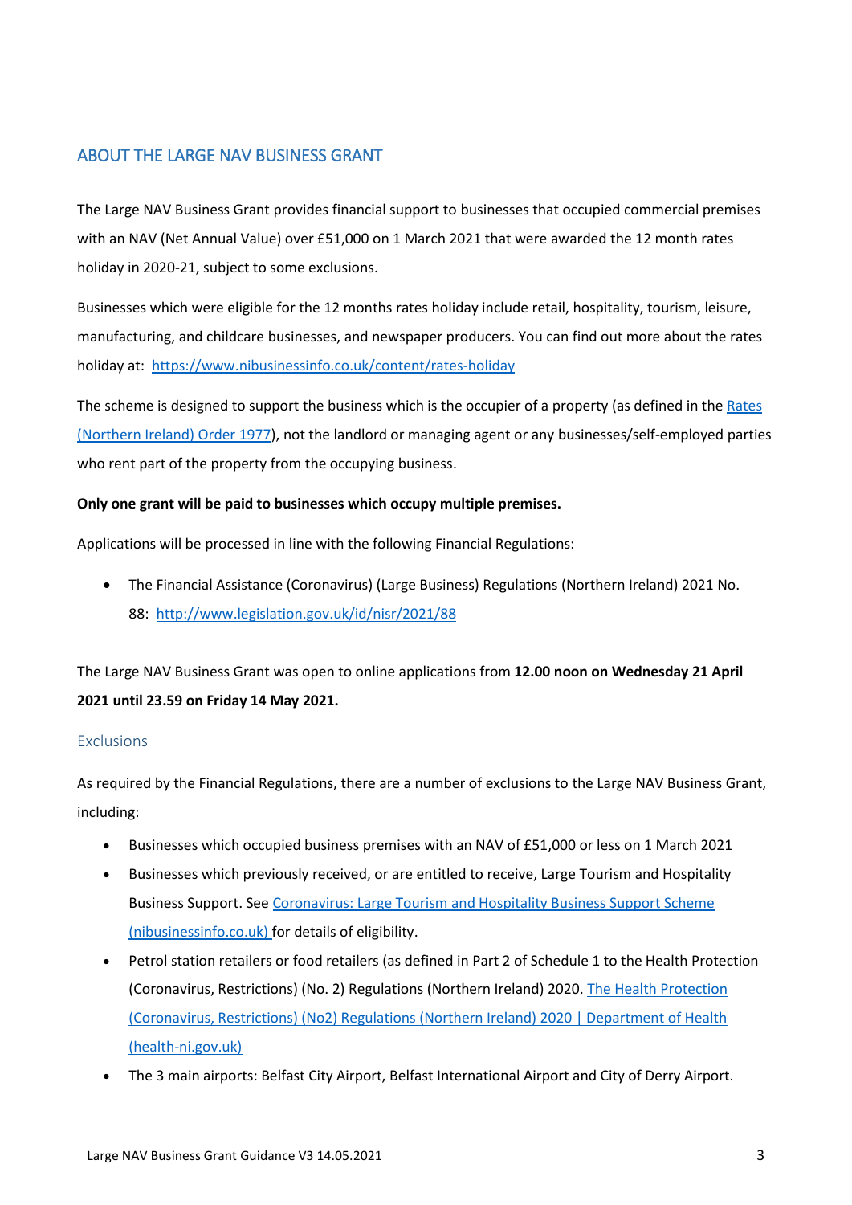## ABOUT THE LARGE NAV BUSINESS GRANT

The Large NAV Business Grant provides financial support to businesses that occupied commercial premises with an NAV (Net Annual Value) over £51,000 on 1 March 2021 that were awarded the 12 month rates holiday in 2020-21, subject to some exclusions.

Businesses which were eligible for the 12 months rates holiday include retail, hospitality, tourism, leisure, manufacturing, and childcare businesses, and newspaper producers. You can find out more about the rates holiday at: https://www.nibusinessinfo.co.uk/content/rates-holiday

The scheme is designed to support the business which is the occupier of a property (as defined in the Rates (Northern Ireland) Order 1977), not the landlord or managing agent or any businesses/self-employed parties who rent part of the property from the occupying business.

**Only one grant will be paid to businesses which occupy multiple premises.**

Applications will be processed in line with the following Financial Regulations:

- The Financial Assistance (Coronavirus) (Large Business) Regulations (Northern Ireland) 2021 No. 88: http://www.legislation.gov.uk/id/nisr/2021/88

The Large NAV Business Grant was open to online applications from **12.00 noon on Wednesday 21 April 2021 until 23.59 on Friday 14 May 2021.**

### Exclusions

As required by the Financial Regulations, there are a number of exclusions to the Large NAV Business Grant, including:

- Businesses which occupied business premises with an NAV of £51,000 or less on 1 March 2021
- Businesses which previously received, or are entitled to receive, Large Tourism and Hospitality Business Support. See Coronavirus: Large Tourism and Hospitality Business Support Scheme (nibusinessinfo.co.uk) for details of eligibility.
- Petrol station retailers or food retailers (as defined in Part 2 of Schedule 1 to the Health Protection (Coronavirus, Restrictions) (No. 2) Regulations (Northern Ireland) 2020. The Health Protection (Coronavirus, Restrictions) (No2) Regulations (Northern Ireland) 2020 | Department of Health (health-ni.gov.uk)
- The 3 main airports: Belfast City Airport, Belfast International Airport and City of Derry Airport.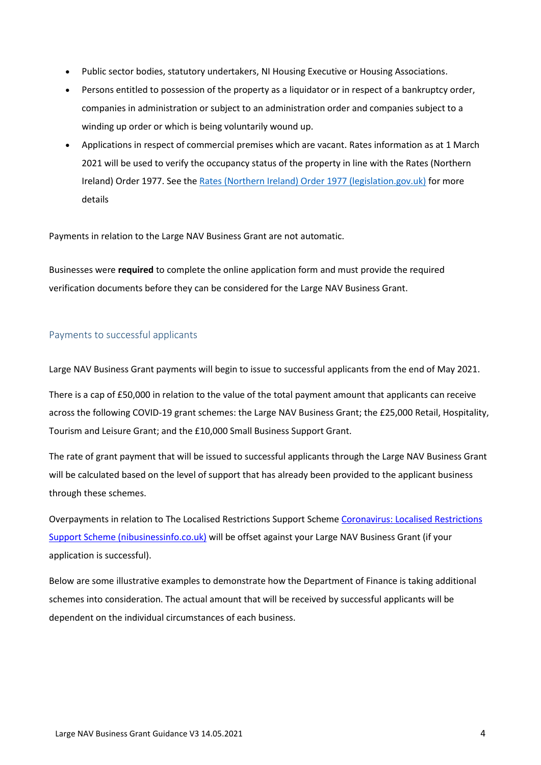- Public sector bodies, statutory undertakers, NI Housing Executive or Housing Associations.
- Persons entitled to possession of the property as a liquidator or in respect of a bankruptcy order, companies in administration or subject to an administration order and companies subject to a winding up order or which is being voluntarily wound up.
- Applications in respect of commercial premises which are vacant. Rates information as at 1 March 2021 will be used to verify the occupancy status of the property in line with the Rates (Northern Ireland) Order 1977. See the [Rates (Northern Ireland) Order 1977 (legislation.gov.uk)](https://www.legislation.gov.uk) for more details

Payments in relation to the Large NAV Business Grant are not automatic.

Businesses were **required** to complete the online application form and must provide the required verification documents before they can be considered for the Large NAV Business Grant.

## Payments to successful applicants

Large NAV Business Grant payments will begin to issue to successful applicants from the end of May 2021.

There is a cap of £50,000 in relation to the value of the total payment amount that applicants can receive across the following COVID-19 grant schemes: the Large NAV Business Grant; the £25,000 Retail, Hospitality, Tourism and Leisure Grant; and the £10,000 Small Business Support Grant.

The rate of grant payment that will be issued to successful applicants through the Large NAV Business Grant will be calculated based on the level of support that has already been provided to the applicant business through these schemes.

Overpayments in relation to The Localised Restrictions Support Scheme [Coronavirus: Localised Restrictions Support Scheme (nibusinessinfo.co.uk)](https://www.nibusinessinfo.co.uk) will be offset against your Large NAV Business Grant (if your application is successful).

Below are some illustrative examples to demonstrate how the Department of Finance is taking additional schemes into consideration. The actual amount that will be received by successful applicants will be dependent on the individual circumstances of each business.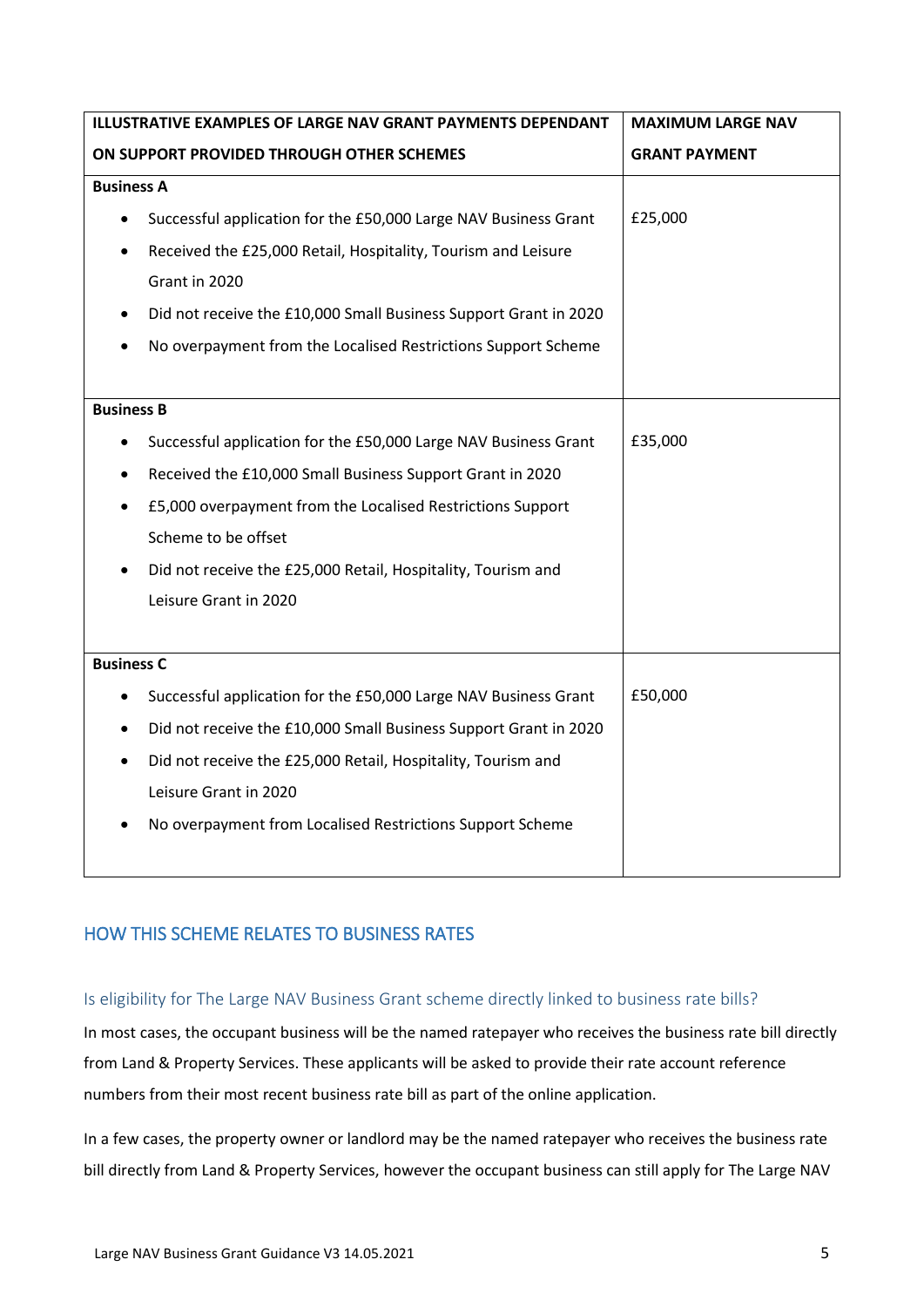| ILLUSTRATIVE EXAMPLES OF LARGE NAV GRANT PAYMENTS DEPENDANT ON SUPPORT PROVIDED THROUGH OTHER SCHEMES | MAXIMUM LARGE NAV GRANT PAYMENT |
|---|---|
| **Business A**<br>• Successful application for the £50,000 Large NAV Business Grant<br>• Received the £25,000 Retail, Hospitality, Tourism and Leisure Grant in 2020<br>• Did not receive the £10,000 Small Business Support Grant in 2020<br>• No overpayment from the Localised Restrictions Support Scheme | £25,000 |
| **Business B**<br>• Successful application for the £50,000 Large NAV Business Grant<br>• Received the £10,000 Small Business Support Grant in 2020<br>• £5,000 overpayment from the Localised Restrictions Support Scheme to be offset<br>• Did not receive the £25,000 Retail, Hospitality, Tourism and Leisure Grant in 2020 | £35,000 |
| **Business C**<br>• Successful application for the £50,000 Large NAV Business Grant<br>• Did not receive the £10,000 Small Business Support Grant in 2020<br>• Did not receive the £25,000 Retail, Hospitality, Tourism and Leisure Grant in 2020<br>• No overpayment from Localised Restrictions Support Scheme | £50,000 |

## HOW THIS SCHEME RELATES TO BUSINESS RATES

### Is eligibility for The Large NAV Business Grant scheme directly linked to business rate bills?

In most cases, the occupant business will be the named ratepayer who receives the business rate bill directly from Land & Property Services. These applicants will be asked to provide their rate account reference numbers from their most recent business rate bill as part of the online application.

In a few cases, the property owner or landlord may be the named ratepayer who receives the business rate bill directly from Land & Property Services, however the occupant business can still apply for The Large NAV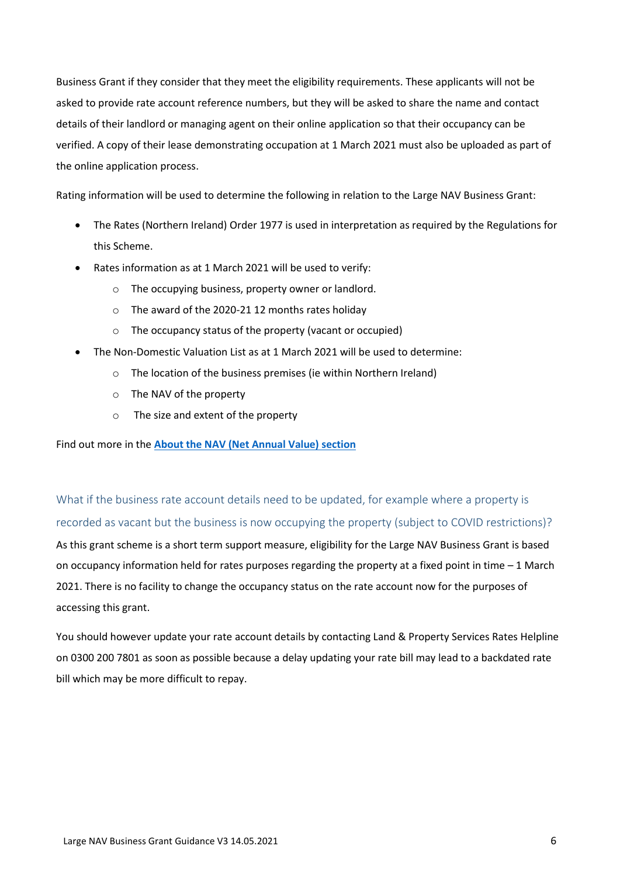Business Grant if they consider that they meet the eligibility requirements. These applicants will not be asked to provide rate account reference numbers, but they will be asked to share the name and contact details of their landlord or managing agent on their online application so that their occupancy can be verified. A copy of their lease demonstrating occupation at 1 March 2021 must also be uploaded as part of the online application process.

Rating information will be used to determine the following in relation to the Large NAV Business Grant:

- The Rates (Northern Ireland) Order 1977 is used in interpretation as required by the Regulations for this Scheme.
- Rates information as at 1 March 2021 will be used to verify:
  - The occupying business, property owner or landlord.
  - The award of the 2020-21 12 months rates holiday
  - The occupancy status of the property (vacant or occupied)
- The Non-Domestic Valuation List as at 1 March 2021 will be used to determine:
  - The location of the business premises (ie within Northern Ireland)
  - The NAV of the property
  - The size and extent of the property

Find out more in the **About the NAV (Net Annual Value) section**

## What if the business rate account details need to be updated, for example where a property is recorded as vacant but the business is now occupying the property (subject to COVID restrictions)?

As this grant scheme is a short term support measure, eligibility for the Large NAV Business Grant is based on occupancy information held for rates purposes regarding the property at a fixed point in time – 1 March 2021. There is no facility to change the occupancy status on the rate account now for the purposes of accessing this grant.

You should however update your rate account details by contacting Land & Property Services Rates Helpline on 0300 200 7801 as soon as possible because a delay updating your rate bill may lead to a backdated rate bill which may be more difficult to repay.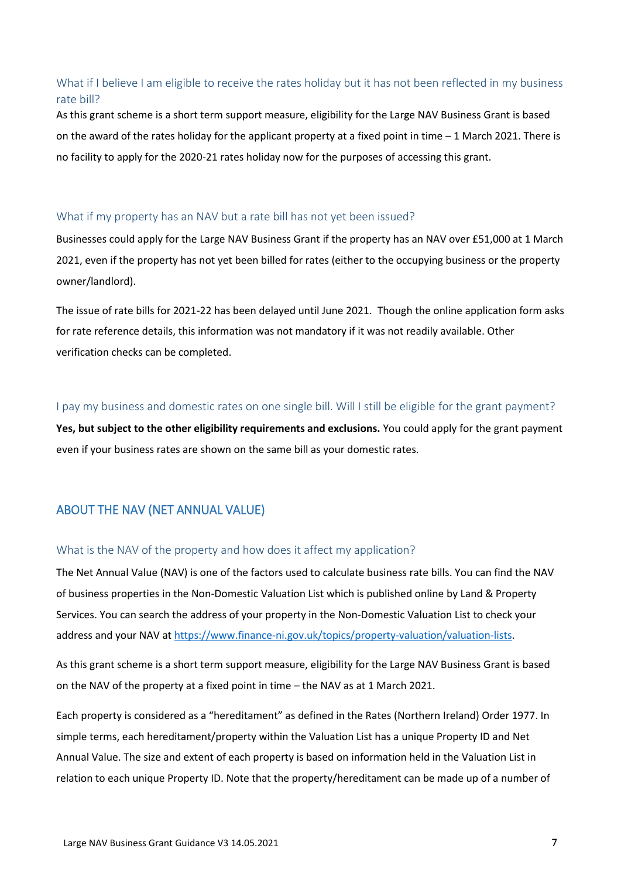### What if I believe I am eligible to receive the rates holiday but it has not been reflected in my business rate bill?

As this grant scheme is a short term support measure, eligibility for the Large NAV Business Grant is based on the award of the rates holiday for the applicant property at a fixed point in time – 1 March 2021. There is no facility to apply for the 2020-21 rates holiday now for the purposes of accessing this grant.

### What if my property has an NAV but a rate bill has not yet been issued?

Businesses could apply for the Large NAV Business Grant if the property has an NAV over £51,000 at 1 March 2021, even if the property has not yet been billed for rates (either to the occupying business or the property owner/landlord).

The issue of rate bills for 2021-22 has been delayed until June 2021. Though the online application form asks for rate reference details, this information was not mandatory if it was not readily available. Other verification checks can be completed.

### I pay my business and domestic rates on one single bill. Will I still be eligible for the grant payment?

**Yes, but subject to the other eligibility requirements and exclusions.** You could apply for the grant payment even if your business rates are shown on the same bill as your domestic rates.

## ABOUT THE NAV (NET ANNUAL VALUE)

### What is the NAV of the property and how does it affect my application?

The Net Annual Value (NAV) is one of the factors used to calculate business rate bills. You can find the NAV of business properties in the Non-Domestic Valuation List which is published online by Land & Property Services. You can search the address of your property in the Non-Domestic Valuation List to check your address and your NAV at https://www.finance-ni.gov.uk/topics/property-valuation/valuation-lists.

As this grant scheme is a short term support measure, eligibility for the Large NAV Business Grant is based on the NAV of the property at a fixed point in time – the NAV as at 1 March 2021.

Each property is considered as a "hereditament" as defined in the Rates (Northern Ireland) Order 1977. In simple terms, each hereditament/property within the Valuation List has a unique Property ID and Net Annual Value. The size and extent of each property is based on information held in the Valuation List in relation to each unique Property ID. Note that the property/hereditament can be made up of a number of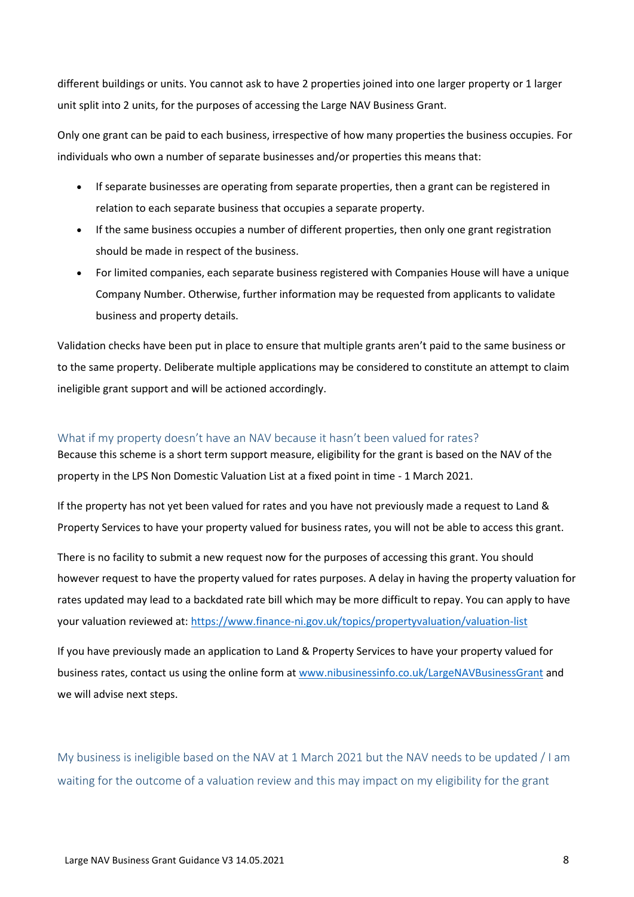different buildings or units. You cannot ask to have 2 properties joined into one larger property or 1 larger unit split into 2 units, for the purposes of accessing the Large NAV Business Grant.

Only one grant can be paid to each business, irrespective of how many properties the business occupies. For individuals who own a number of separate businesses and/or properties this means that:

- If separate businesses are operating from separate properties, then a grant can be registered in relation to each separate business that occupies a separate property.
- If the same business occupies a number of different properties, then only one grant registration should be made in respect of the business.
- For limited companies, each separate business registered with Companies House will have a unique Company Number. Otherwise, further information may be requested from applicants to validate business and property details.

Validation checks have been put in place to ensure that multiple grants aren't paid to the same business or to the same property. Deliberate multiple applications may be considered to constitute an attempt to claim ineligible grant support and will be actioned accordingly.

## What if my property doesn't have an NAV because it hasn't been valued for rates?

Because this scheme is a short term support measure, eligibility for the grant is based on the NAV of the property in the LPS Non Domestic Valuation List at a fixed point in time - 1 March 2021.

If the property has not yet been valued for rates and you have not previously made a request to Land & Property Services to have your property valued for business rates, you will not be able to access this grant.

There is no facility to submit a new request now for the purposes of accessing this grant. You should however request to have the property valued for rates purposes. A delay in having the property valuation for rates updated may lead to a backdated rate bill which may be more difficult to repay. You can apply to have your valuation reviewed at: https://www.finance-ni.gov.uk/topics/propertyvaluation/valuation-list

If you have previously made an application to Land & Property Services to have your property valued for business rates, contact us using the online form at www.nibusinessinfo.co.uk/LargeNAVBusinessGrant and we will advise next steps.

## My business is ineligible based on the NAV at 1 March 2021 but the NAV needs to be updated / I am waiting for the outcome of a valuation review and this may impact on my eligibility for the grant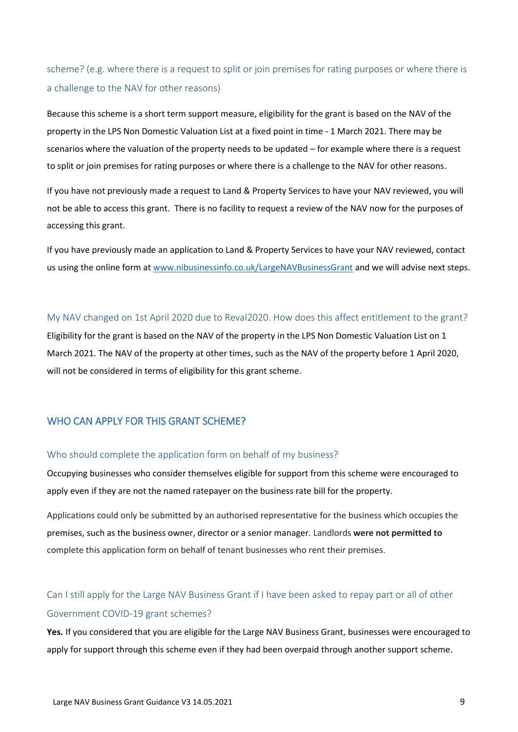### scheme? (e.g. where there is a request to split or join premises for rating purposes or where there is a challenge to the NAV for other reasons)

Because this scheme is a short term support measure, eligibility for the grant is based on the NAV of the property in the LPS Non Domestic Valuation List at a fixed point in time - 1 March 2021. There may be scenarios where the valuation of the property needs to be updated – for example where there is a request to split or join premises for rating purposes or where there is a challenge to the NAV for other reasons.

If you have not previously made a request to Land & Property Services to have your NAV reviewed, you will not be able to access this grant. There is no facility to request a review of the NAV now for the purposes of accessing this grant.

If you have previously made an application to Land & Property Services to have your NAV reviewed, contact us using the online form at [www.nibusinessinfo.co.uk/LargeNAVBusinessGrant](http://www.nibusinessinfo.co.uk/LargeNAVBusinessGrant) and we will advise next steps.

### My NAV changed on 1st April 2020 due to Reval2020. How does this affect entitlement to the grant?

Eligibility for the grant is based on the NAV of the property in the LPS Non Domestic Valuation List on 1 March 2021. The NAV of the property at other times, such as the NAV of the property before 1 April 2020, will not be considered in terms of eligibility for this grant scheme.

## WHO CAN APPLY FOR THIS GRANT SCHEME?

### Who should complete the application form on behalf of my business?

Occupying businesses who consider themselves eligible for support from this scheme were encouraged to apply even if they are not the named ratepayer on the business rate bill for the property.

Applications could only be submitted by an authorised representative for the business which occupies the premises, such as the business owner, director or a senior manager. Landlords **were not permitted to** complete this application form on behalf of tenant businesses who rent their premises.

### Can I still apply for the Large NAV Business Grant if I have been asked to repay part or all of other Government COVID-19 grant schemes?

**Yes.** If you considered that you are eligible for the Large NAV Business Grant, businesses were encouraged to apply for support through this scheme even if they had been overpaid through another support scheme.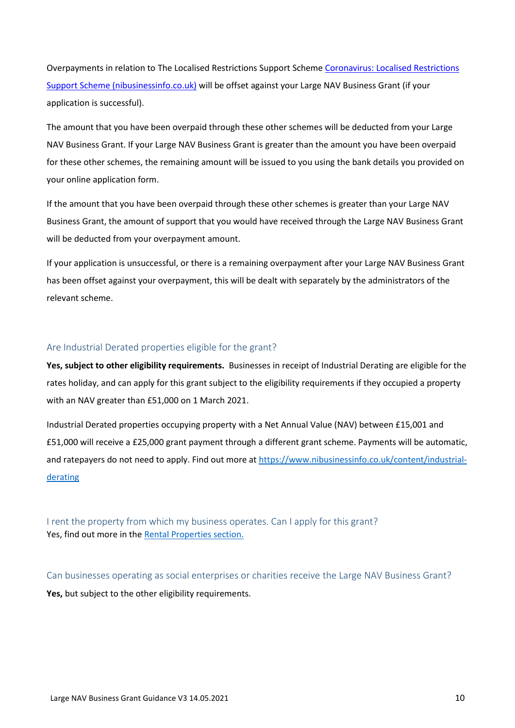Overpayments in relation to The Localised Restrictions Support Scheme [Coronavirus: Localised Restrictions Support Scheme (nibusinessinfo.co.uk)] will be offset against your Large NAV Business Grant (if your application is successful).

The amount that you have been overpaid through these other schemes will be deducted from your Large NAV Business Grant. If your Large NAV Business Grant is greater than the amount you have been overpaid for these other schemes, the remaining amount will be issued to you using the bank details you provided on your online application form.

If the amount that you have been overpaid through these other schemes is greater than your Large NAV Business Grant, the amount of support that you would have received through the Large NAV Business Grant will be deducted from your overpayment amount.

If your application is unsuccessful, or there is a remaining overpayment after your Large NAV Business Grant has been offset against your overpayment, this will be dealt with separately by the administrators of the relevant scheme.

### Are Industrial Derated properties eligible for the grant?

**Yes, subject to other eligibility requirements.** Businesses in receipt of Industrial Derating are eligible for the rates holiday, and can apply for this grant subject to the eligibility requirements if they occupied a property with an NAV greater than £51,000 on 1 March 2021.

Industrial Derated properties occupying property with a Net Annual Value (NAV) between £15,001 and £51,000 will receive a £25,000 grant payment through a different grant scheme. Payments will be automatic, and ratepayers do not need to apply. Find out more at https://www.nibusinessinfo.co.uk/content/industrial-derating

### I rent the property from which my business operates. Can I apply for this grant?

Yes, find out more in the Rental Properties section.

### Can businesses operating as social enterprises or charities receive the Large NAV Business Grant?

**Yes,** but subject to the other eligibility requirements.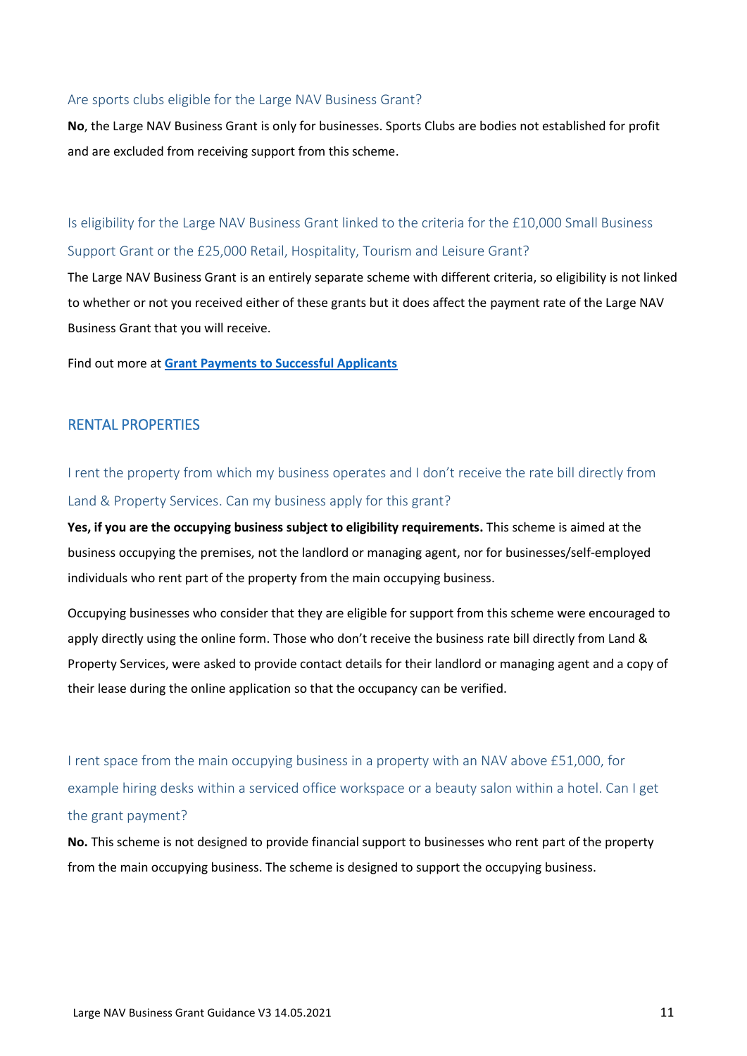### Are sports clubs eligible for the Large NAV Business Grant?

**No**, the Large NAV Business Grant is only for businesses. Sports Clubs are bodies not established for profit and are excluded from receiving support from this scheme.

### Is eligibility for the Large NAV Business Grant linked to the criteria for the £10,000 Small Business Support Grant or the £25,000 Retail, Hospitality, Tourism and Leisure Grant?

The Large NAV Business Grant is an entirely separate scheme with different criteria, so eligibility is not linked to whether or not you received either of these grants but it does affect the payment rate of the Large NAV Business Grant that you will receive.

Find out more at **Grant Payments to Successful Applicants**

## RENTAL PROPERTIES

### I rent the property from which my business operates and I don't receive the rate bill directly from Land & Property Services. Can my business apply for this grant?

**Yes, if you are the occupying business subject to eligibility requirements.** This scheme is aimed at the business occupying the premises, not the landlord or managing agent, nor for businesses/self-employed individuals who rent part of the property from the main occupying business.

Occupying businesses who consider that they are eligible for support from this scheme were encouraged to apply directly using the online form. Those who don't receive the business rate bill directly from Land & Property Services, were asked to provide contact details for their landlord or managing agent and a copy of their lease during the online application so that the occupancy can be verified.

### I rent space from the main occupying business in a property with an NAV above £51,000, for example hiring desks within a serviced office workspace or a beauty salon within a hotel. Can I get the grant payment?

**No.** This scheme is not designed to provide financial support to businesses who rent part of the property from the main occupying business. The scheme is designed to support the occupying business.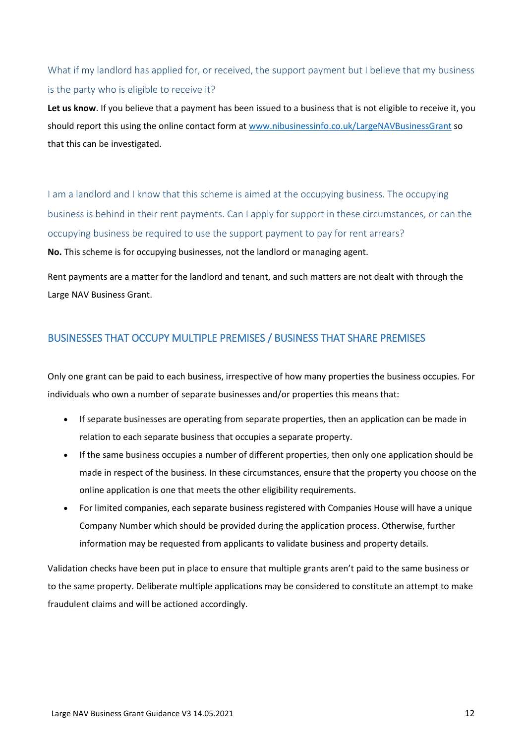### What if my landlord has applied for, or received, the support payment but I believe that my business is the party who is eligible to receive it?

**Let us know**. If you believe that a payment has been issued to a business that is not eligible to receive it, you should report this using the online contact form at [www.nibusinessinfo.co.uk/LargeNAVBusinessGrant](www.nibusinessinfo.co.uk/LargeNAVBusinessGrant) so that this can be investigated.

### I am a landlord and I know that this scheme is aimed at the occupying business. The occupying business is behind in their rent payments. Can I apply for support in these circumstances, or can the occupying business be required to use the support payment to pay for rent arrears?

**No.** This scheme is for occupying businesses, not the landlord or managing agent.

Rent payments are a matter for the landlord and tenant, and such matters are not dealt with through the Large NAV Business Grant.

## BUSINESSES THAT OCCUPY MULTIPLE PREMISES / BUSINESS THAT SHARE PREMISES

Only one grant can be paid to each business, irrespective of how many properties the business occupies. For individuals who own a number of separate businesses and/or properties this means that:

- If separate businesses are operating from separate properties, then an application can be made in relation to each separate business that occupies a separate property.
- If the same business occupies a number of different properties, then only one application should be made in respect of the business. In these circumstances, ensure that the property you choose on the online application is one that meets the other eligibility requirements.
- For limited companies, each separate business registered with Companies House will have a unique Company Number which should be provided during the application process. Otherwise, further information may be requested from applicants to validate business and property details.

Validation checks have been put in place to ensure that multiple grants aren't paid to the same business or to the same property. Deliberate multiple applications may be considered to constitute an attempt to make fraudulent claims and will be actioned accordingly.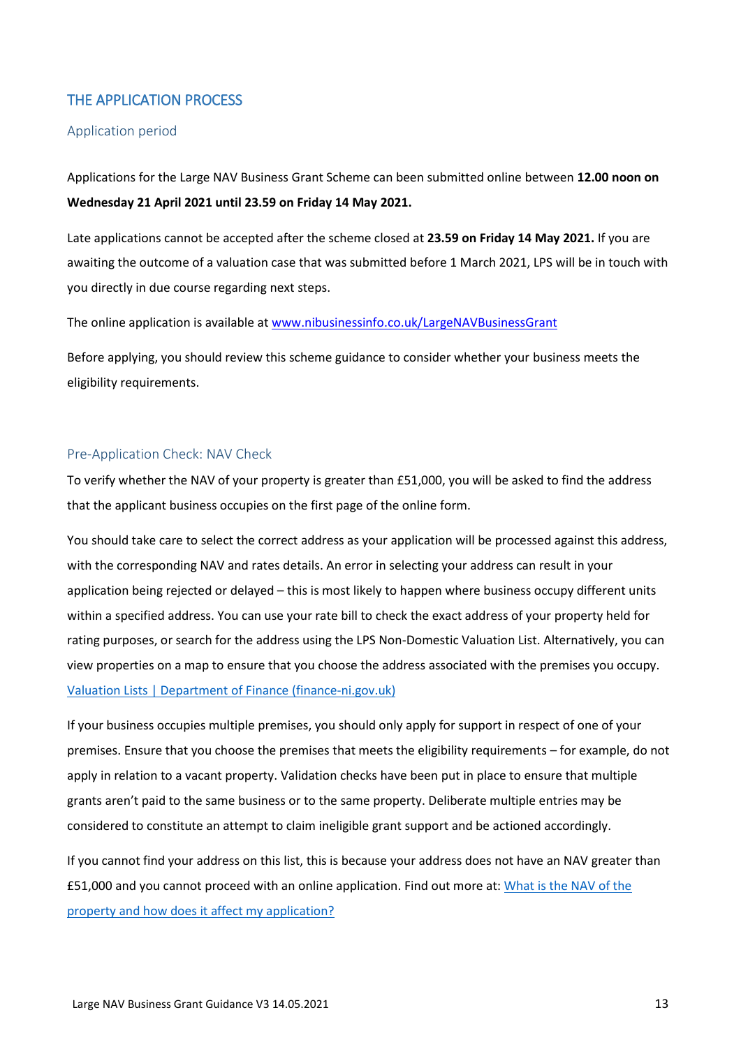## THE APPLICATION PROCESS

### Application period

Applications for the Large NAV Business Grant Scheme can been submitted online between **12.00 noon on Wednesday 21 April 2021 until 23.59 on Friday 14 May 2021.**

Late applications cannot be accepted after the scheme closed at **23.59 on Friday 14 May 2021.** If you are awaiting the outcome of a valuation case that was submitted before 1 March 2021, LPS will be in touch with you directly in due course regarding next steps.

The online application is available at [www.nibusinessinfo.co.uk/LargeNAVBusinessGrant](www.nibusinessinfo.co.uk/LargeNAVBusinessGrant)

Before applying, you should review this scheme guidance to consider whether your business meets the eligibility requirements.

### Pre-Application Check: NAV Check

To verify whether the NAV of your property is greater than £51,000, you will be asked to find the address that the applicant business occupies on the first page of the online form.

You should take care to select the correct address as your application will be processed against this address, with the corresponding NAV and rates details. An error in selecting your address can result in your application being rejected or delayed – this is most likely to happen where business occupy different units within a specified address. You can use your rate bill to check the exact address of your property held for rating purposes, or search for the address using the LPS Non-Domestic Valuation List. Alternatively, you can view properties on a map to ensure that you choose the address associated with the premises you occupy. Valuation Lists | Department of Finance (finance-ni.gov.uk)

If your business occupies multiple premises, you should only apply for support in respect of one of your premises. Ensure that you choose the premises that meets the eligibility requirements – for example, do not apply in relation to a vacant property. Validation checks have been put in place to ensure that multiple grants aren't paid to the same business or to the same property. Deliberate multiple entries may be considered to constitute an attempt to claim ineligible grant support and be actioned accordingly.

If you cannot find your address on this list, this is because your address does not have an NAV greater than £51,000 and you cannot proceed with an online application. Find out more at: What is the NAV of the property and how does it affect my application?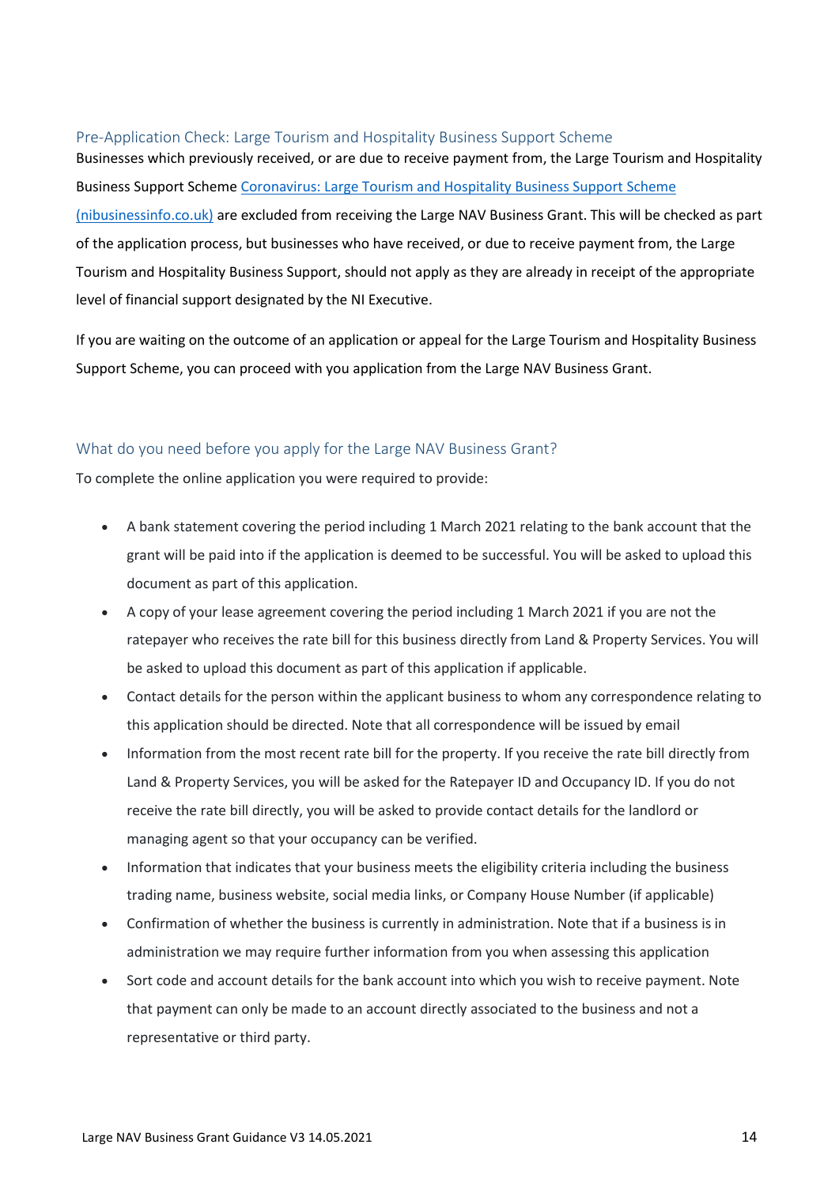## Pre-Application Check: Large Tourism and Hospitality Business Support Scheme

Businesses which previously received, or are due to receive payment from, the Large Tourism and Hospitality Business Support Scheme [Coronavirus: Large Tourism and Hospitality Business Support Scheme (nibusinessinfo.co.uk)](nibusinessinfo.co.uk) are excluded from receiving the Large NAV Business Grant. This will be checked as part of the application process, but businesses who have received, or due to receive payment from, the Large Tourism and Hospitality Business Support, should not apply as they are already in receipt of the appropriate level of financial support designated by the NI Executive.

If you are waiting on the outcome of an application or appeal for the Large Tourism and Hospitality Business Support Scheme, you can proceed with you application from the Large NAV Business Grant.

## What do you need before you apply for the Large NAV Business Grant?

To complete the online application you were required to provide:

- A bank statement covering the period including 1 March 2021 relating to the bank account that the grant will be paid into if the application is deemed to be successful. You will be asked to upload this document as part of this application.
- A copy of your lease agreement covering the period including 1 March 2021 if you are not the ratepayer who receives the rate bill for this business directly from Land & Property Services. You will be asked to upload this document as part of this application if applicable.
- Contact details for the person within the applicant business to whom any correspondence relating to this application should be directed. Note that all correspondence will be issued by email
- Information from the most recent rate bill for the property. If you receive the rate bill directly from Land & Property Services, you will be asked for the Ratepayer ID and Occupancy ID. If you do not receive the rate bill directly, you will be asked to provide contact details for the landlord or managing agent so that your occupancy can be verified.
- Information that indicates that your business meets the eligibility criteria including the business trading name, business website, social media links, or Company House Number (if applicable)
- Confirmation of whether the business is currently in administration. Note that if a business is in administration we may require further information from you when assessing this application
- Sort code and account details for the bank account into which you wish to receive payment. Note that payment can only be made to an account directly associated to the business and not a representative or third party.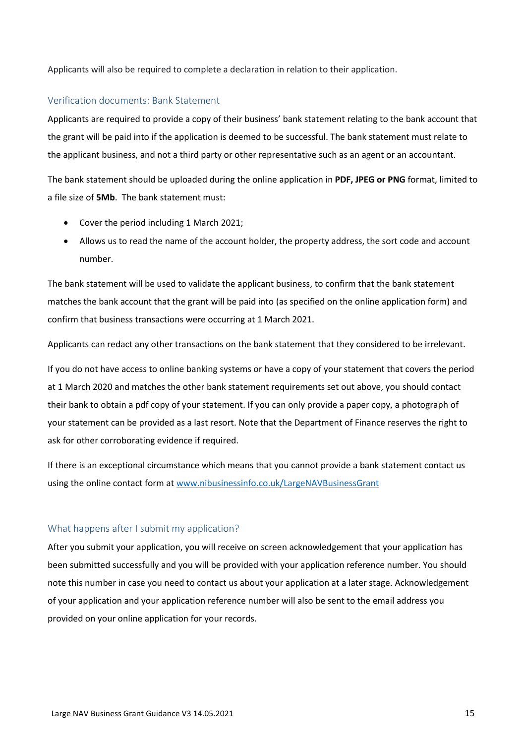Applicants will also be required to complete a declaration in relation to their application.

### Verification documents: Bank Statement

Applicants are required to provide a copy of their business' bank statement relating to the bank account that the grant will be paid into if the application is deemed to be successful. The bank statement must relate to the applicant business, and not a third party or other representative such as an agent or an accountant.

The bank statement should be uploaded during the online application in **PDF, JPEG or PNG** format, limited to a file size of **5Mb**. The bank statement must:

- Cover the period including 1 March 2021;
- Allows us to read the name of the account holder, the property address, the sort code and account number.

The bank statement will be used to validate the applicant business, to confirm that the bank statement matches the bank account that the grant will be paid into (as specified on the online application form) and confirm that business transactions were occurring at 1 March 2021.

Applicants can redact any other transactions on the bank statement that they considered to be irrelevant.

If you do not have access to online banking systems or have a copy of your statement that covers the period at 1 March 2020 and matches the other bank statement requirements set out above, you should contact their bank to obtain a pdf copy of your statement. If you can only provide a paper copy, a photograph of your statement can be provided as a last resort. Note that the Department of Finance reserves the right to ask for other corroborating evidence if required.

If there is an exceptional circumstance which means that you cannot provide a bank statement contact us using the online contact form at [www.nibusinessinfo.co.uk/LargeNAVBusinessGrant](www.nibusinessinfo.co.uk/LargeNAVBusinessGrant)

### What happens after I submit my application?

After you submit your application, you will receive on screen acknowledgement that your application has been submitted successfully and you will be provided with your application reference number. You should note this number in case you need to contact us about your application at a later stage. Acknowledgement of your application and your application reference number will also be sent to the email address you provided on your online application for your records.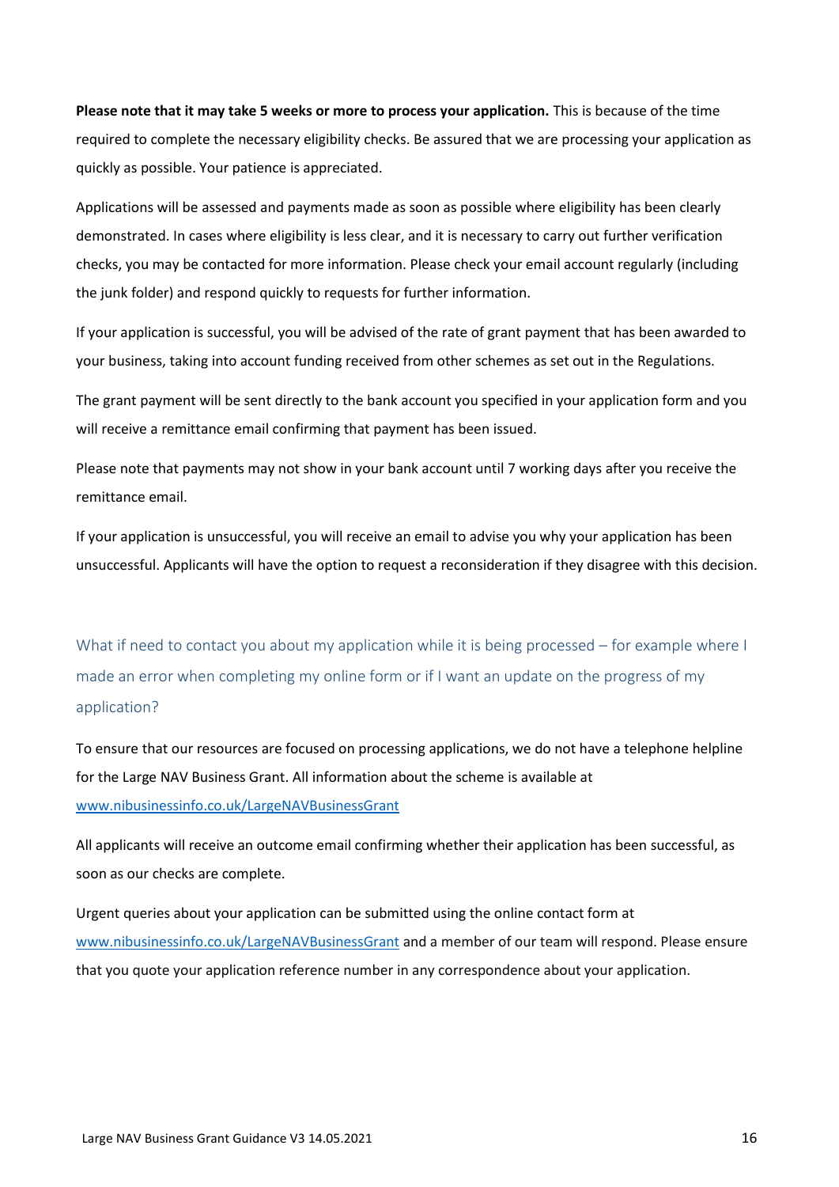**Please note that it may take 5 weeks or more to process your application.** This is because of the time required to complete the necessary eligibility checks. Be assured that we are processing your application as quickly as possible. Your patience is appreciated.

Applications will be assessed and payments made as soon as possible where eligibility has been clearly demonstrated. In cases where eligibility is less clear, and it is necessary to carry out further verification checks, you may be contacted for more information. Please check your email account regularly (including the junk folder) and respond quickly to requests for further information.

If your application is successful, you will be advised of the rate of grant payment that has been awarded to your business, taking into account funding received from other schemes as set out in the Regulations.

The grant payment will be sent directly to the bank account you specified in your application form and you will receive a remittance email confirming that payment has been issued.

Please note that payments may not show in your bank account until 7 working days after you receive the remittance email.

If your application is unsuccessful, you will receive an email to advise you why your application has been unsuccessful. Applicants will have the option to request a reconsideration if they disagree with this decision.

## What if need to contact you about my application while it is being processed – for example where I made an error when completing my online form or if I want an update on the progress of my application?

To ensure that our resources are focused on processing applications, we do not have a telephone helpline for the Large NAV Business Grant. All information about the scheme is available at [www.nibusinessinfo.co.uk/LargeNAVBusinessGrant](www.nibusinessinfo.co.uk/LargeNAVBusinessGrant)

All applicants will receive an outcome email confirming whether their application has been successful, as soon as our checks are complete.

Urgent queries about your application can be submitted using the online contact form at [www.nibusinessinfo.co.uk/LargeNAVBusinessGrant](www.nibusinessinfo.co.uk/LargeNAVBusinessGrant) and a member of our team will respond. Please ensure that you quote your application reference number in any correspondence about your application.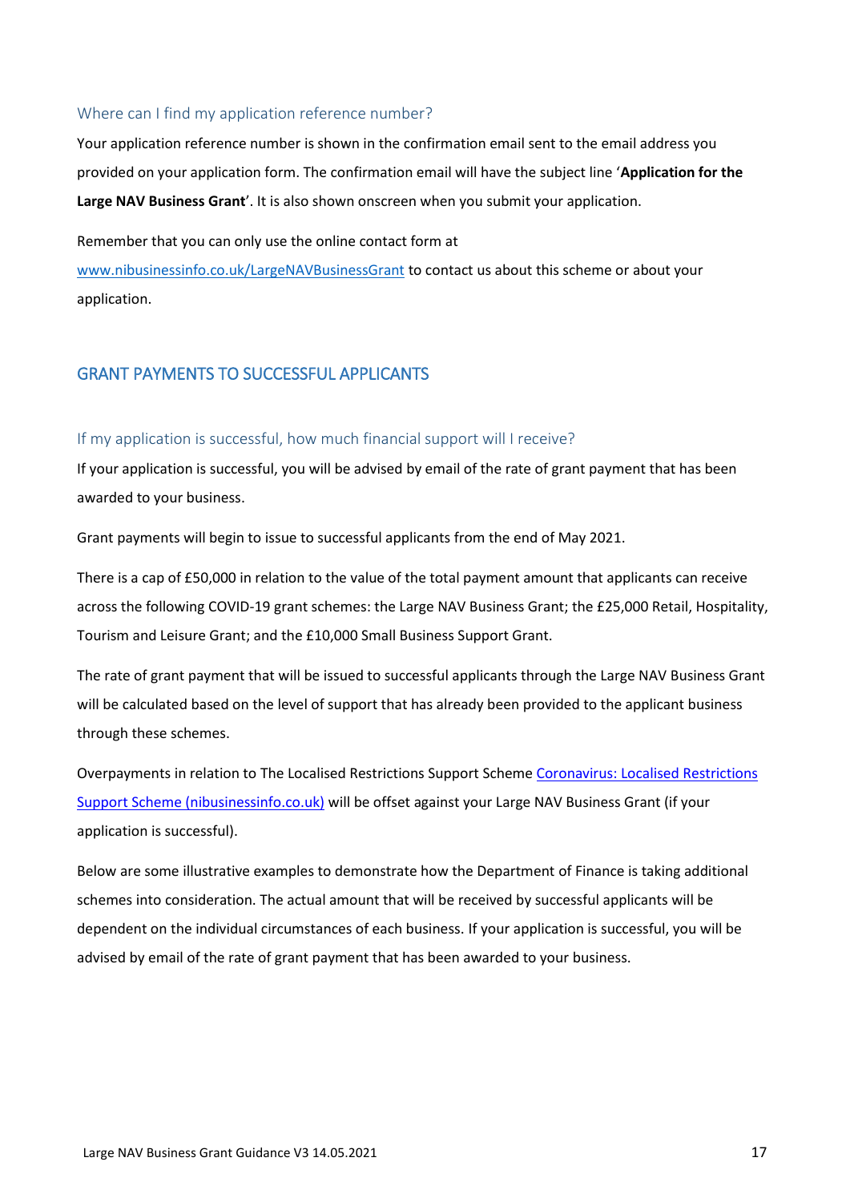### Where can I find my application reference number?

Your application reference number is shown in the confirmation email sent to the email address you provided on your application form. The confirmation email will have the subject line '**Application for the Large NAV Business Grant**'. It is also shown onscreen when you submit your application.

Remember that you can only use the online contact form at [www.nibusinessinfo.co.uk/LargeNAVBusinessGrant](www.nibusinessinfo.co.uk/LargeNAVBusinessGrant) to contact us about this scheme or about your application.

## GRANT PAYMENTS TO SUCCESSFUL APPLICANTS

### If my application is successful, how much financial support will I receive?

If your application is successful, you will be advised by email of the rate of grant payment that has been awarded to your business.

Grant payments will begin to issue to successful applicants from the end of May 2021.

There is a cap of £50,000 in relation to the value of the total payment amount that applicants can receive across the following COVID-19 grant schemes: the Large NAV Business Grant; the £25,000 Retail, Hospitality, Tourism and Leisure Grant; and the £10,000 Small Business Support Grant.

The rate of grant payment that will be issued to successful applicants through the Large NAV Business Grant will be calculated based on the level of support that has already been provided to the applicant business through these schemes.

Overpayments in relation to The Localised Restrictions Support Scheme [Coronavirus: Localised Restrictions Support Scheme (nibusinessinfo.co.uk)]() will be offset against your Large NAV Business Grant (if your application is successful).

Below are some illustrative examples to demonstrate how the Department of Finance is taking additional schemes into consideration. The actual amount that will be received by successful applicants will be dependent on the individual circumstances of each business. If your application is successful, you will be advised by email of the rate of grant payment that has been awarded to your business.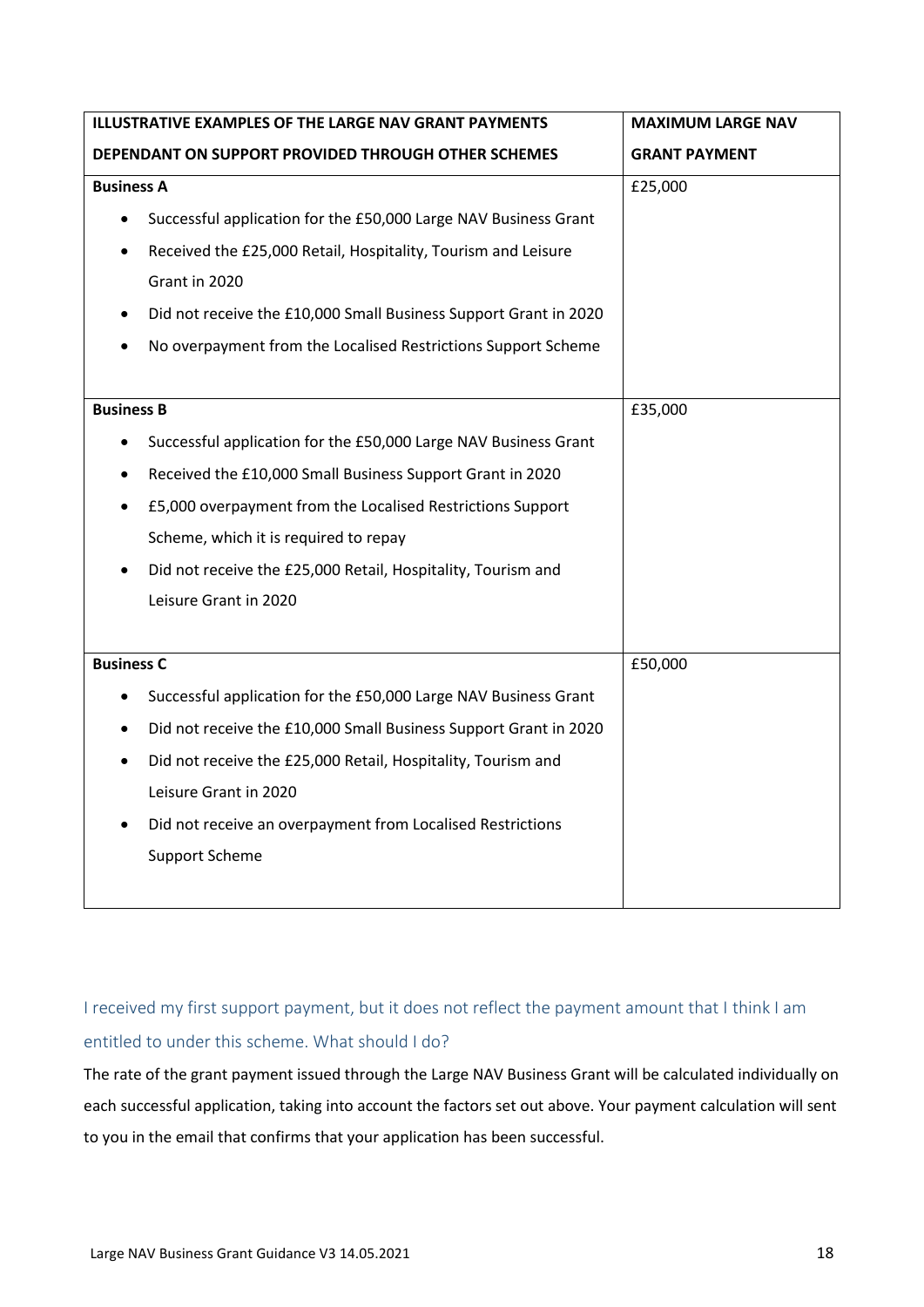| ILLUSTRATIVE EXAMPLES OF THE LARGE NAV GRANT PAYMENTS DEPENDANT ON SUPPORT PROVIDED THROUGH OTHER SCHEMES | MAXIMUM LARGE NAV GRANT PAYMENT |
|---|---|
| **Business A**<br>• Successful application for the £50,000 Large NAV Business Grant<br>• Received the £25,000 Retail, Hospitality, Tourism and Leisure Grant in 2020<br>• Did not receive the £10,000 Small Business Support Grant in 2020<br>• No overpayment from the Localised Restrictions Support Scheme | £25,000 |
| **Business B**<br>• Successful application for the £50,000 Large NAV Business Grant<br>• Received the £10,000 Small Business Support Grant in 2020<br>• £5,000 overpayment from the Localised Restrictions Support Scheme, which it is required to repay<br>• Did not receive the £25,000 Retail, Hospitality, Tourism and Leisure Grant in 2020 | £35,000 |
| **Business C**<br>• Successful application for the £50,000 Large NAV Business Grant<br>• Did not receive the £10,000 Small Business Support Grant in 2020<br>• Did not receive the £25,000 Retail, Hospitality, Tourism and Leisure Grant in 2020<br>• Did not receive an overpayment from Localised Restrictions Support Scheme | £50,000 |

### I received my first support payment, but it does not reflect the payment amount that I think I am entitled to under this scheme. What should I do?

The rate of the grant payment issued through the Large NAV Business Grant will be calculated individually on each successful application, taking into account the factors set out above. Your payment calculation will sent to you in the email that confirms that your application has been successful.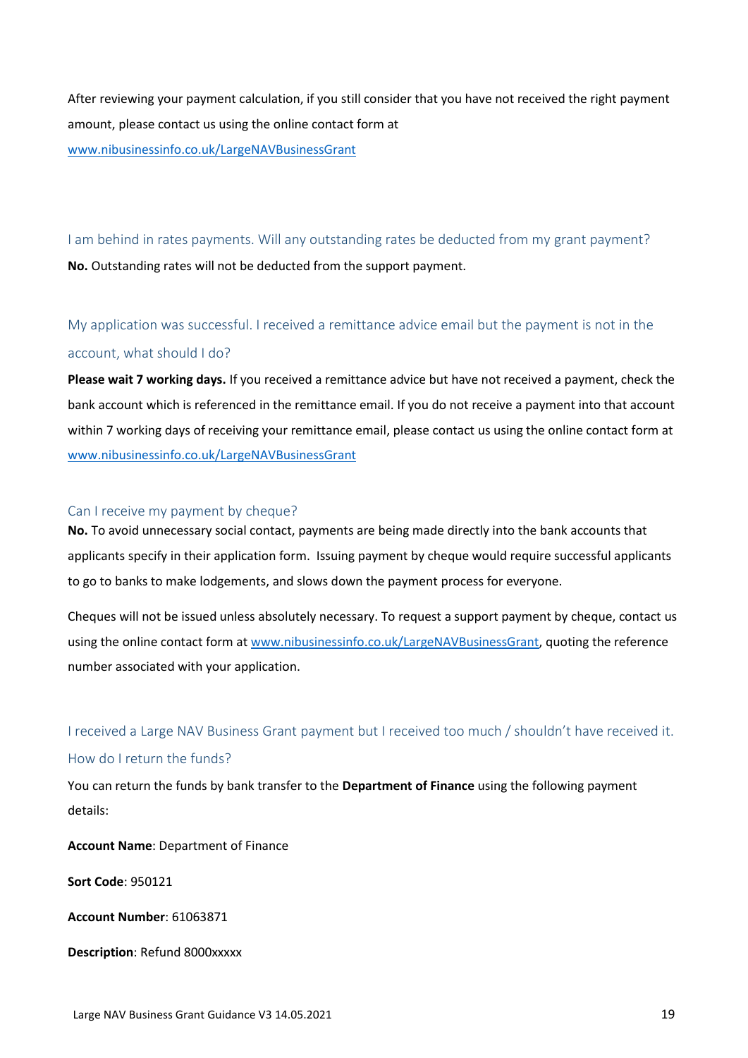After reviewing your payment calculation, if you still consider that you have not received the right payment amount, please contact us using the online contact form at www.nibusinessinfo.co.uk/LargeNAVBusinessGrant

### I am behind in rates payments. Will any outstanding rates be deducted from my grant payment?

**No.** Outstanding rates will not be deducted from the support payment.

### My application was successful. I received a remittance advice email but the payment is not in the account, what should I do?

**Please wait 7 working days.** If you received a remittance advice but have not received a payment, check the bank account which is referenced in the remittance email. If you do not receive a payment into that account within 7 working days of receiving your remittance email, please contact us using the online contact form at www.nibusinessinfo.co.uk/LargeNAVBusinessGrant

### Can I receive my payment by cheque?

**No.** To avoid unnecessary social contact, payments are being made directly into the bank accounts that applicants specify in their application form. Issuing payment by cheque would require successful applicants to go to banks to make lodgements, and slows down the payment process for everyone.

Cheques will not be issued unless absolutely necessary. To request a support payment by cheque, contact us using the online contact form at www.nibusinessinfo.co.uk/LargeNAVBusinessGrant, quoting the reference number associated with your application.

### I received a Large NAV Business Grant payment but I received too much / shouldn't have received it. How do I return the funds?

You can return the funds by bank transfer to the **Department of Finance** using the following payment details:

**Account Name**: Department of Finance

**Sort Code**: 950121

**Account Number**: 61063871

**Description**: Refund 8000xxxxx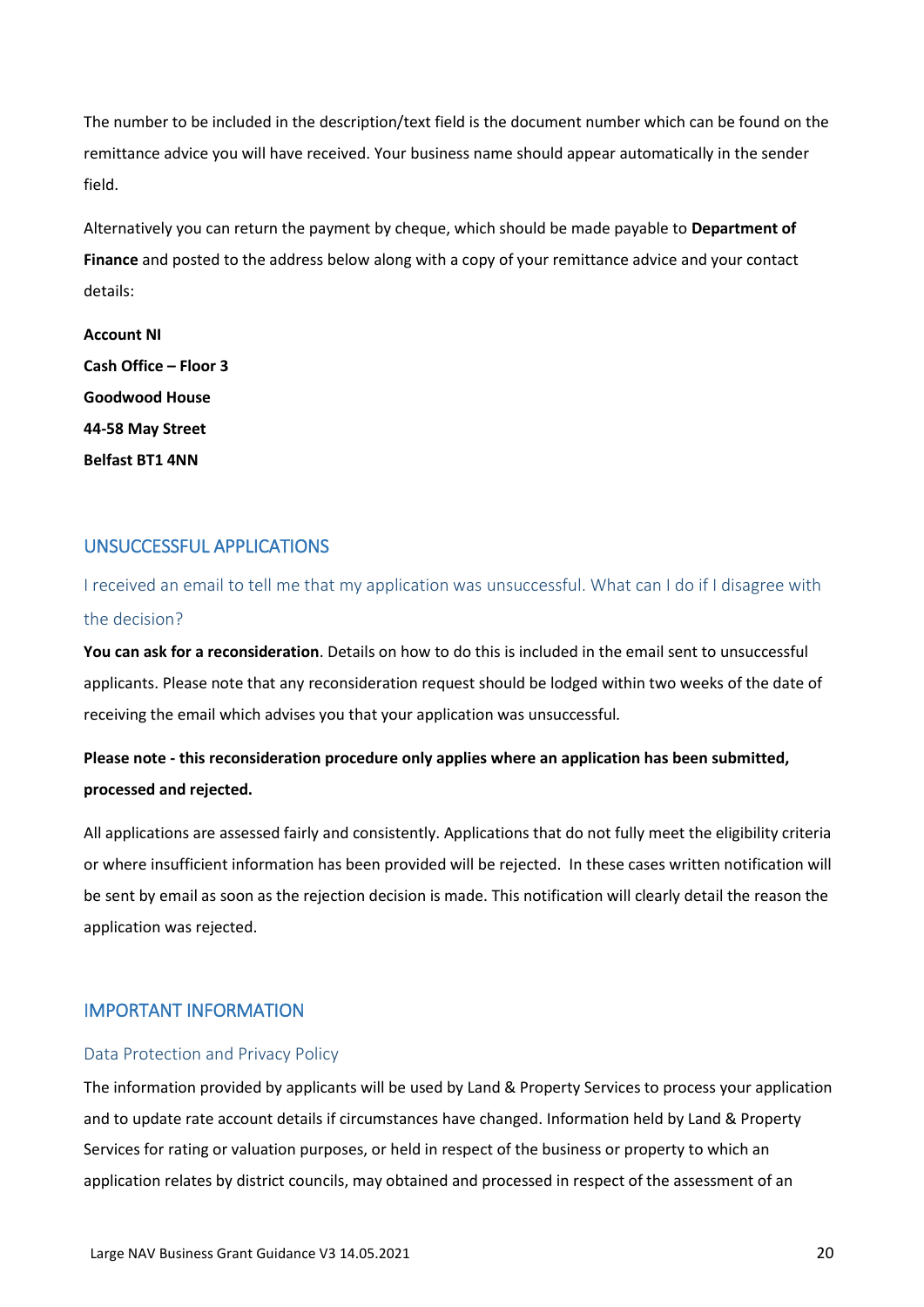The number to be included in the description/text field is the document number which can be found on the remittance advice you will have received. Your business name should appear automatically in the sender field.

Alternatively you can return the payment by cheque, which should be made payable to **Department of Finance** and posted to the address below along with a copy of your remittance advice and your contact details:

**Account NI**
**Cash Office – Floor 3**
**Goodwood House**
**44-58 May Street**
**Belfast BT1 4NN**

## UNSUCCESSFUL APPLICATIONS

### I received an email to tell me that my application was unsuccessful. What can I do if I disagree with the decision?

**You can ask for a reconsideration**. Details on how to do this is included in the email sent to unsuccessful applicants. Please note that any reconsideration request should be lodged within two weeks of the date of receiving the email which advises you that your application was unsuccessful.

**Please note - this reconsideration procedure only applies where an application has been submitted, processed and rejected.**

All applications are assessed fairly and consistently. Applications that do not fully meet the eligibility criteria or where insufficient information has been provided will be rejected. In these cases written notification will be sent by email as soon as the rejection decision is made. This notification will clearly detail the reason the application was rejected.

## IMPORTANT INFORMATION

### Data Protection and Privacy Policy

The information provided by applicants will be used by Land & Property Services to process your application and to update rate account details if circumstances have changed. Information held by Land & Property Services for rating or valuation purposes, or held in respect of the business or property to which an application relates by district councils, may obtained and processed in respect of the assessment of an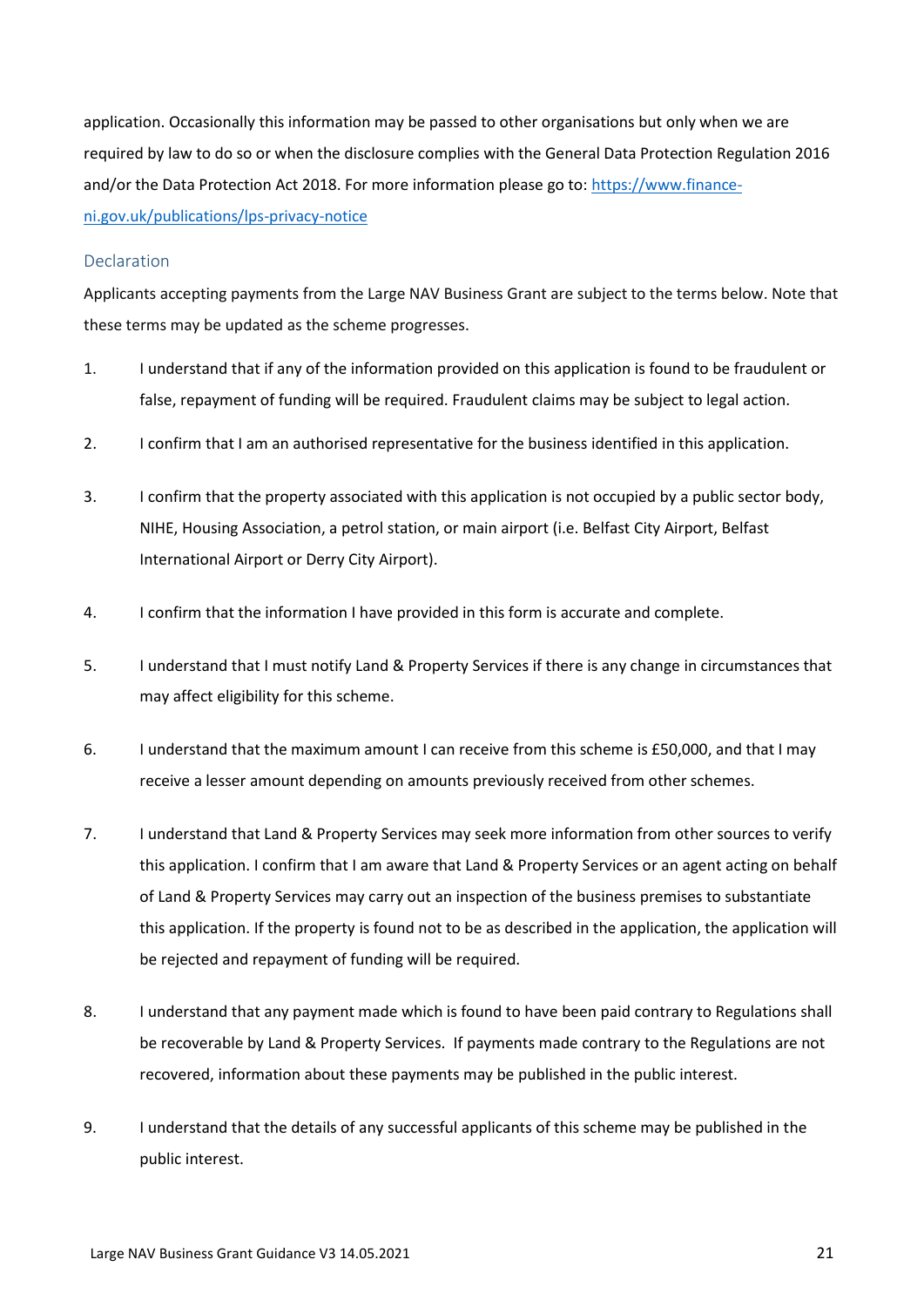application. Occasionally this information may be passed to other organisations but only when we are required by law to do so or when the disclosure complies with the General Data Protection Regulation 2016 and/or the Data Protection Act 2018. For more information please go to: [https://www.finance-ni.gov.uk/publications/lps-privacy-notice](https://www.finance-ni.gov.uk/publications/lps-privacy-notice)

## Declaration

Applicants accepting payments from the Large NAV Business Grant are subject to the terms below. Note that these terms may be updated as the scheme progresses.

1. I understand that if any of the information provided on this application is found to be fraudulent or false, repayment of funding will be required. Fraudulent claims may be subject to legal action.
2. I confirm that I am an authorised representative for the business identified in this application.
3. I confirm that the property associated with this application is not occupied by a public sector body, NIHE, Housing Association, a petrol station, or main airport (i.e. Belfast City Airport, Belfast International Airport or Derry City Airport).
4. I confirm that the information I have provided in this form is accurate and complete.
5. I understand that I must notify Land & Property Services if there is any change in circumstances that may affect eligibility for this scheme.
6. I understand that the maximum amount I can receive from this scheme is £50,000, and that I may receive a lesser amount depending on amounts previously received from other schemes.
7. I understand that Land & Property Services may seek more information from other sources to verify this application. I confirm that I am aware that Land & Property Services or an agent acting on behalf of Land & Property Services may carry out an inspection of the business premises to substantiate this application. If the property is found not to be as described in the application, the application will be rejected and repayment of funding will be required.
8. I understand that any payment made which is found to have been paid contrary to Regulations shall be recoverable by Land & Property Services. If payments made contrary to the Regulations are not recovered, information about these payments may be published in the public interest.
9. I understand that the details of any successful applicants of this scheme may be published in the public interest.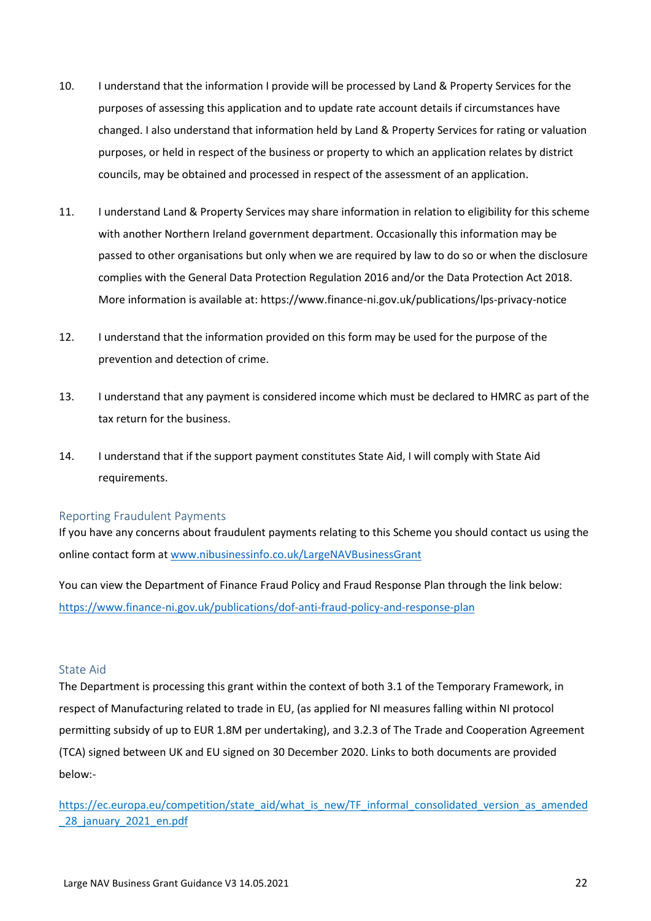10. I understand that the information I provide will be processed by Land & Property Services for the purposes of assessing this application and to update rate account details if circumstances have changed. I also understand that information held by Land & Property Services for rating or valuation purposes, or held in respect of the business or property to which an application relates by district councils, may be obtained and processed in respect of the assessment of an application.

11. I understand Land & Property Services may share information in relation to eligibility for this scheme with another Northern Ireland government department. Occasionally this information may be passed to other organisations but only when we are required by law to do so or when the disclosure complies with the General Data Protection Regulation 2016 and/or the Data Protection Act 2018. More information is available at: https://www.finance-ni.gov.uk/publications/lps-privacy-notice

12. I understand that the information provided on this form may be used for the purpose of the prevention and detection of crime.

13. I understand that any payment is considered income which must be declared to HMRC as part of the tax return for the business.

14. I understand that if the support payment constitutes State Aid, I will comply with State Aid requirements.

## Reporting Fraudulent Payments

If you have any concerns about fraudulent payments relating to this Scheme you should contact us using the online contact form at [www.nibusinessinfo.co.uk/LargeNAVBusinessGrant](http://www.nibusinessinfo.co.uk/LargeNAVBusinessGrant)

You can view the Department of Finance Fraud Policy and Fraud Response Plan through the link below:
[https://www.finance-ni.gov.uk/publications/dof-anti-fraud-policy-and-response-plan](https://www.finance-ni.gov.uk/publications/dof-anti-fraud-policy-and-response-plan)

## State Aid

The Department is processing this grant within the context of both 3.1 of the Temporary Framework, in respect of Manufacturing related to trade in EU, (as applied for NI measures falling within NI protocol permitting subsidy of up to EUR 1.8M per undertaking), and 3.2.3 of The Trade and Cooperation Agreement (TCA) signed between UK and EU signed on 30 December 2020. Links to both documents are provided below:-

[https://ec.europa.eu/competition/state_aid/what_is_new/TF_informal_consolidated_version_as_amended_28_january_2021_en.pdf](https://ec.europa.eu/competition/state_aid/what_is_new/TF_informal_consolidated_version_as_amended_28_january_2021_en.pdf)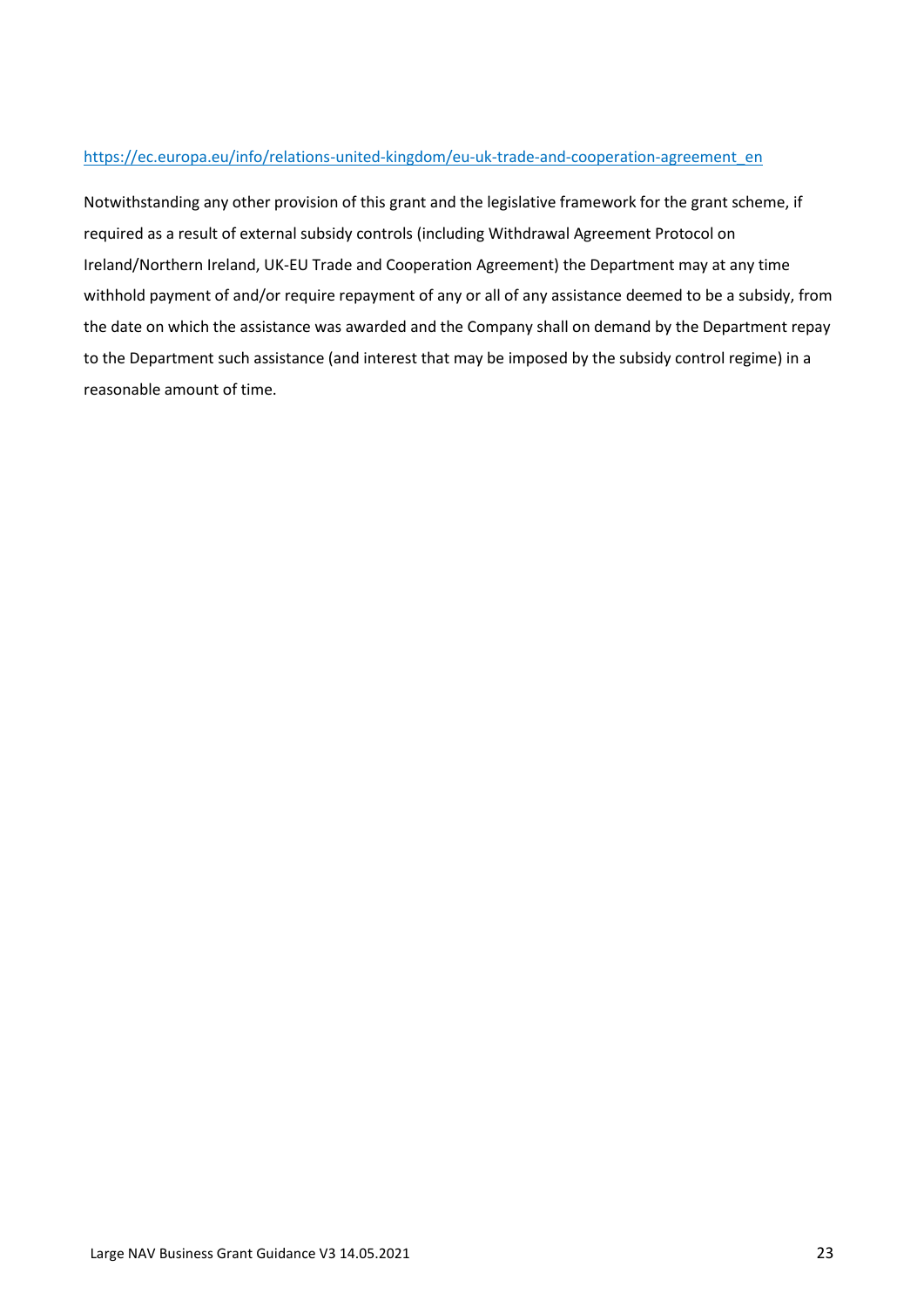https://ec.europa.eu/info/relations-united-kingdom/eu-uk-trade-and-cooperation-agreement_en

Notwithstanding any other provision of this grant and the legislative framework for the grant scheme, if required as a result of external subsidy controls (including Withdrawal Agreement Protocol on Ireland/Northern Ireland, UK-EU Trade and Cooperation Agreement) the Department may at any time withhold payment of and/or require repayment of any or all of any assistance deemed to be a subsidy, from the date on which the assistance was awarded and the Company shall on demand by the Department repay to the Department such assistance (and interest that may be imposed by the subsidy control regime) in a reasonable amount of time.